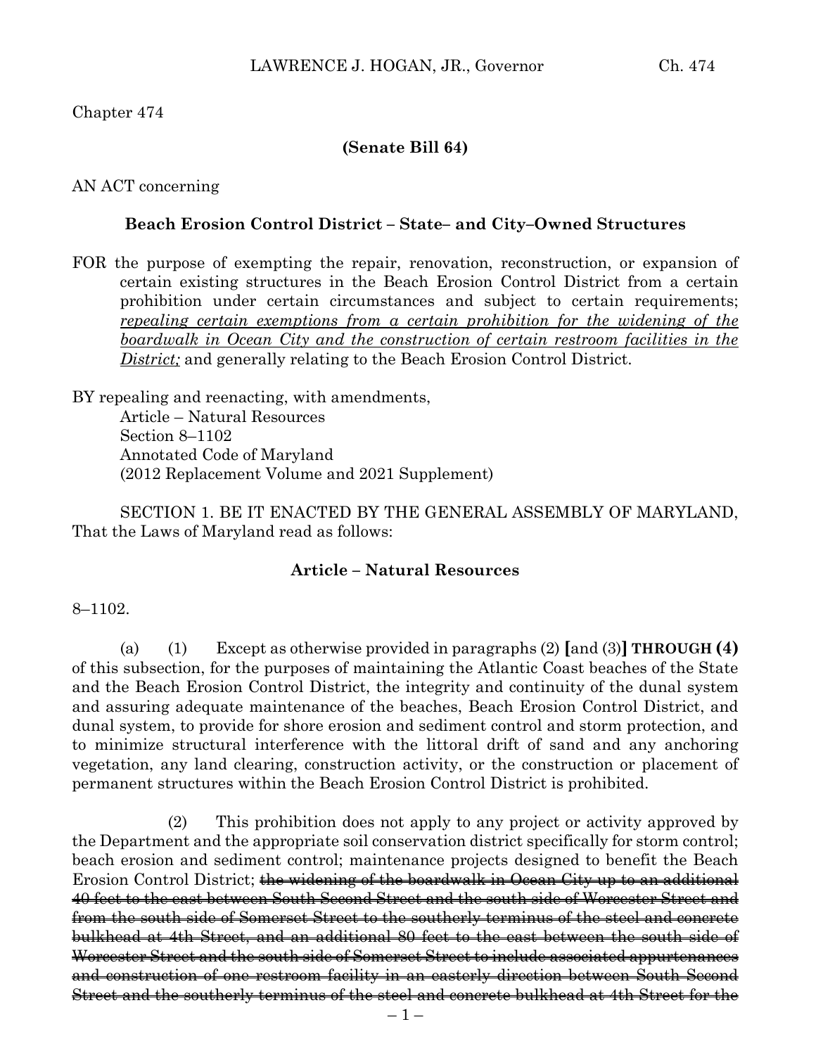Chapter 474

**(Senate Bill 64)**

AN ACT concerning

**Beach Erosion Control District – State– and City–Owned Structures**

FOR the purpose of exempting the repair, renovation, reconstruction, or expansion of certain existing structures in the Beach Erosion Control District from a certain prohibition under certain circumstances and subject to certain requirements; <u>*repealing certain exemptions from a certain prohibition for the widening of the boardwalk in Ocean City and the construction of certain restroom facilities in the District;*</u> and generally relating to the Beach Erosion Control District.

BY repealing and reenacting, with amendments,
Article – Natural Resources
Section 8–1102
Annotated Code of Maryland
(2012 Replacement Volume and 2021 Supplement)

SECTION 1. BE IT ENACTED BY THE GENERAL ASSEMBLY OF MARYLAND, That the Laws of Maryland read as follows:

**Article – Natural Resources**

8–1102.

(a) (1) Except as otherwise provided in paragraphs (2) **[**and (3)**]** **THROUGH (4)** of this subsection, for the purposes of maintaining the Atlantic Coast beaches of the State and the Beach Erosion Control District, the integrity and continuity of the dunal system and assuring adequate maintenance of the beaches, Beach Erosion Control District, and dunal system, to provide for shore erosion and sediment control and storm protection, and to minimize structural interference with the littoral drift of sand and any anchoring vegetation, any land clearing, construction activity, or the construction or placement of permanent structures within the Beach Erosion Control District is prohibited.

(2) This prohibition does not apply to any project or activity approved by the Department and the appropriate soil conservation district specifically for storm control; beach erosion and sediment control; maintenance projects designed to benefit the Beach Erosion Control District; ~~the widening of the boardwalk in Ocean City up to an additional 40 feet to the east between South Second Street and the south side of Worcester Street and from the south side of Somerset Street to the southerly terminus of the steel and concrete bulkhead at 4th Street, and an additional 80 feet to the east between the south side of Worcester Street and the south side of Somerset Street to include associated appurtenances and construction of one restroom facility in an easterly direction between South Second Street and the southerly terminus of the steel and concrete bulkhead at 4th Street for the~~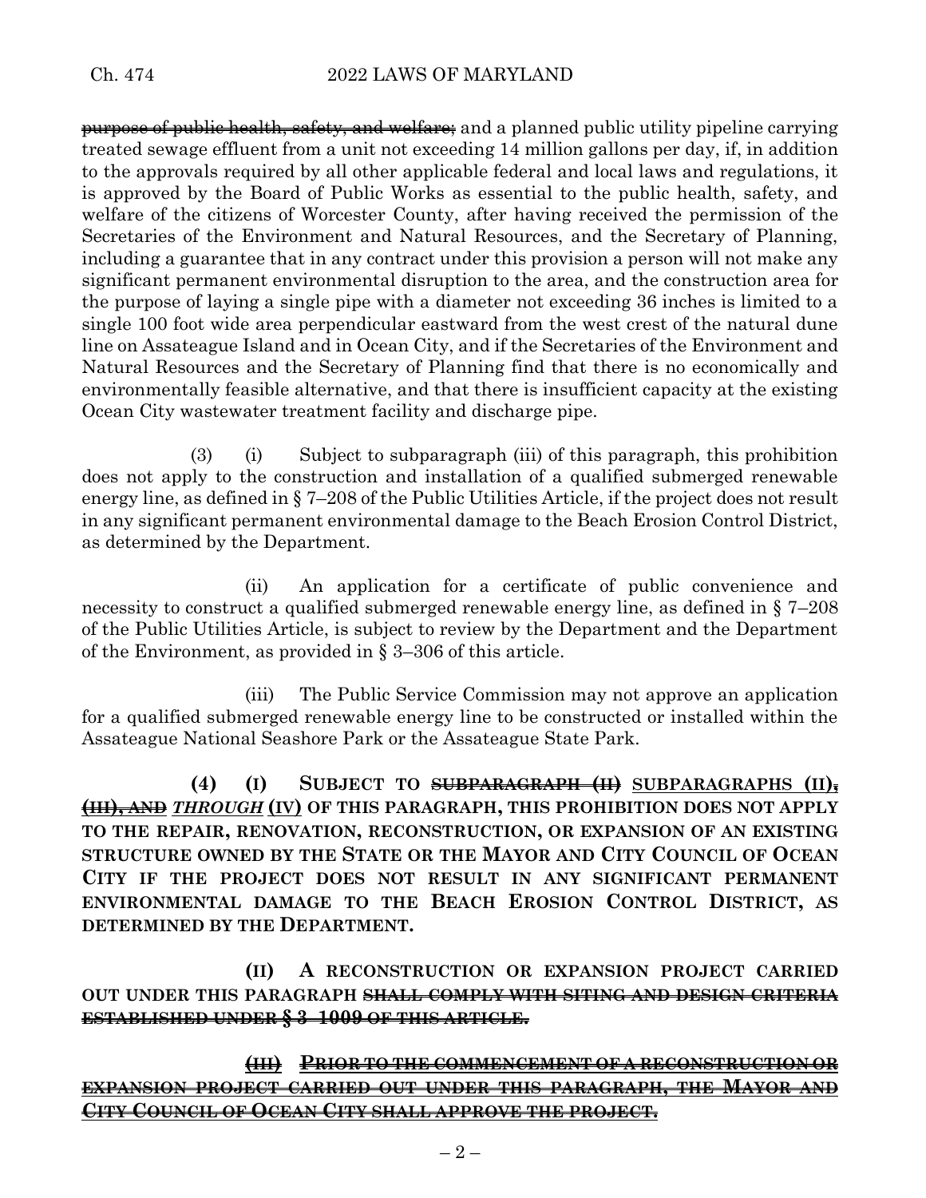~~purpose of public health, safety, and welfare;~~ and a planned public utility pipeline carrying treated sewage effluent from a unit not exceeding 14 million gallons per day, if, in addition to the approvals required by all other applicable federal and local laws and regulations, it is approved by the Board of Public Works as essential to the public health, safety, and welfare of the citizens of Worcester County, after having received the permission of the Secretaries of the Environment and Natural Resources, and the Secretary of Planning, including a guarantee that in any contract under this provision a person will not make any significant permanent environmental disruption to the area, and the construction area for the purpose of laying a single pipe with a diameter not exceeding 36 inches is limited to a single 100 foot wide area perpendicular eastward from the west crest of the natural dune line on Assateague Island and in Ocean City, and if the Secretaries of the Environment and Natural Resources and the Secretary of Planning find that there is no economically and environmentally feasible alternative, and that there is insufficient capacity at the existing Ocean City wastewater treatment facility and discharge pipe.

(3) (i) Subject to subparagraph (iii) of this paragraph, this prohibition does not apply to the construction and installation of a qualified submerged renewable energy line, as defined in § 7–208 of the Public Utilities Article, if the project does not result in any significant permanent environmental damage to the Beach Erosion Control District, as determined by the Department.

(ii) An application for a certificate of public convenience and necessity to construct a qualified submerged renewable energy line, as defined in § 7–208 of the Public Utilities Article, is subject to review by the Department and the Department of the Environment, as provided in § 3–306 of this article.

(iii) The Public Service Commission may not approve an application for a qualified submerged renewable energy line to be constructed or installed within the Assateague National Seashore Park or the Assateague State Park.

**(4) (I) SUBJECT TO ~~SUBPARAGRAPH (II)~~ <u>SUBPARAGRAPHS (II)~~,~~</u> <u>~~(III), AND~~</u> *<u>THROUGH</u>* <u>(IV)</u> OF THIS PARAGRAPH, THIS PROHIBITION DOES NOT APPLY TO THE REPAIR, RENOVATION, RECONSTRUCTION, OR EXPANSION OF AN EXISTING STRUCTURE OWNED BY THE STATE OR THE MAYOR AND CITY COUNCIL OF OCEAN CITY IF THE PROJECT DOES NOT RESULT IN ANY SIGNIFICANT PERMANENT ENVIRONMENTAL DAMAGE TO THE BEACH EROSION CONTROL DISTRICT, AS DETERMINED BY THE DEPARTMENT.**

**(II) A RECONSTRUCTION OR EXPANSION PROJECT CARRIED OUT UNDER THIS PARAGRAPH ~~SHALL COMPLY WITH SITING AND DESIGN CRITERIA ESTABLISHED UNDER § 3–1009 OF THIS ARTICLE.~~**

<u>~~**(III) PRIOR TO THE COMMENCEMENT OF A RECONSTRUCTION OR EXPANSION PROJECT CARRIED OUT UNDER THIS PARAGRAPH, THE MAYOR AND CITY COUNCIL OF OCEAN CITY SHALL APPROVE THE PROJECT.**~~</u>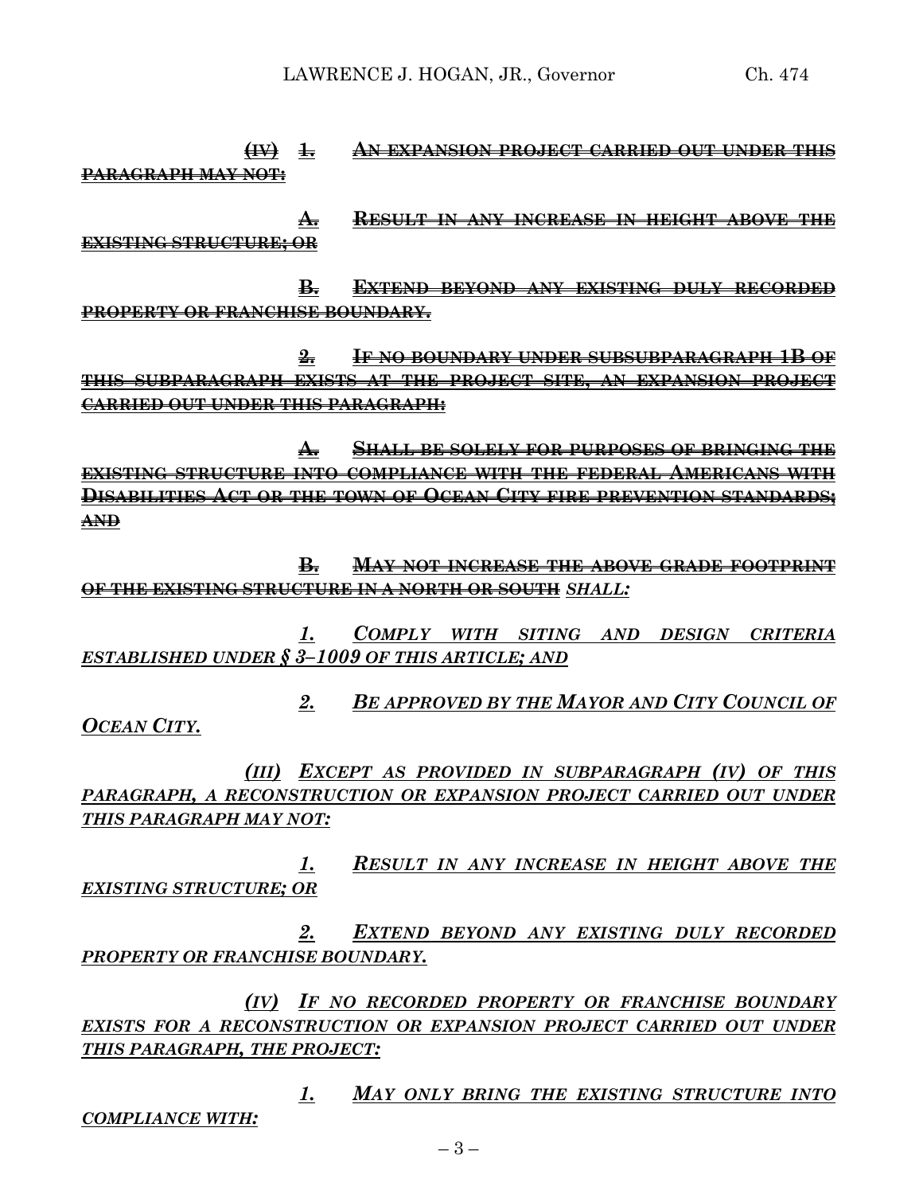~~(IV) 1. AN EXPANSION PROJECT CARRIED OUT UNDER THIS PARAGRAPH MAY NOT:~~

~~A. RESULT IN ANY INCREASE IN HEIGHT ABOVE THE EXISTING STRUCTURE; OR~~

~~B. EXTEND BEYOND ANY EXISTING DULY RECORDED PROPERTY OR FRANCHISE BOUNDARY.~~

~~2. IF NO BOUNDARY UNDER SUBSUBPARAGRAPH 1B OF THIS SUBPARAGRAPH EXISTS AT THE PROJECT SITE, AN EXPANSION PROJECT CARRIED OUT UNDER THIS PARAGRAPH:~~

~~A. SHALL BE SOLELY FOR PURPOSES OF BRINGING THE EXISTING STRUCTURE INTO COMPLIANCE WITH THE FEDERAL AMERICANS WITH DISABILITIES ACT OR THE TOWN OF OCEAN CITY FIRE PREVENTION STANDARDS; AND~~

~~B. MAY NOT INCREASE THE ABOVE GRADE FOOTPRINT OF THE EXISTING STRUCTURE IN A NORTH OR SOUTH~~ *SHALL:*

*1. COMPLY WITH SITING AND DESIGN CRITERIA ESTABLISHED UNDER § 3–1009 OF THIS ARTICLE; AND*

*2. BE APPROVED BY THE MAYOR AND CITY COUNCIL OF OCEAN CITY.*

*(III) EXCEPT AS PROVIDED IN SUBPARAGRAPH (IV) OF THIS PARAGRAPH, A RECONSTRUCTION OR EXPANSION PROJECT CARRIED OUT UNDER THIS PARAGRAPH MAY NOT:*

*1. RESULT IN ANY INCREASE IN HEIGHT ABOVE THE EXISTING STRUCTURE; OR*

*2. EXTEND BEYOND ANY EXISTING DULY RECORDED PROPERTY OR FRANCHISE BOUNDARY.*

*(IV) IF NO RECORDED PROPERTY OR FRANCHISE BOUNDARY EXISTS FOR A RECONSTRUCTION OR EXPANSION PROJECT CARRIED OUT UNDER THIS PARAGRAPH, THE PROJECT:*

*1. MAY ONLY BRING THE EXISTING STRUCTURE INTO COMPLIANCE WITH:*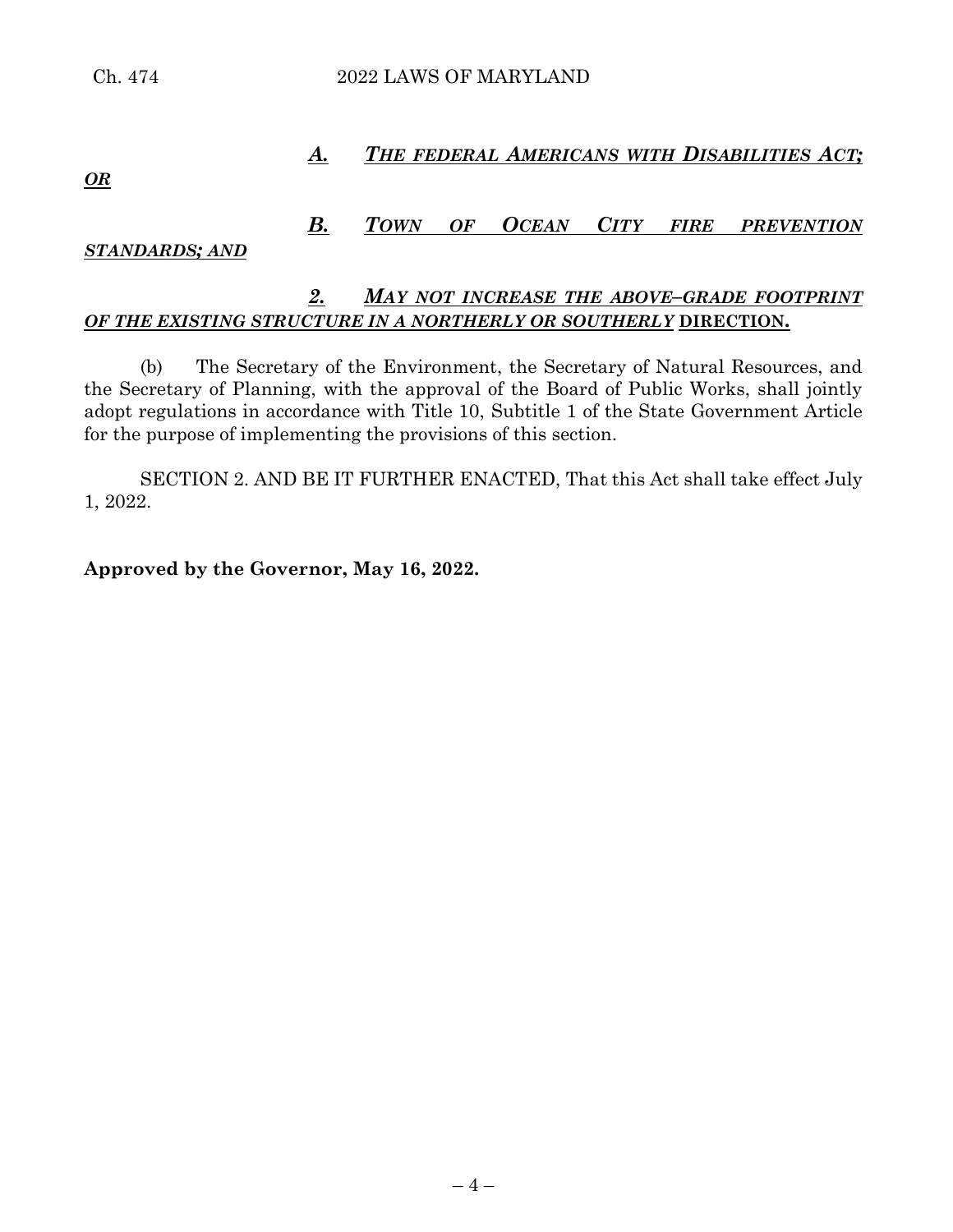*A. THE FEDERAL AMERICANS WITH DISABILITIES ACT; OR*

*B. TOWN OF OCEAN CITY FIRE PREVENTION STANDARDS; AND*

*2. MAY NOT INCREASE THE ABOVE–GRADE FOOTPRINT OF THE EXISTING STRUCTURE IN A NORTHERLY OR SOUTHERLY* **DIRECTION.**

(b) The Secretary of the Environment, the Secretary of Natural Resources, and the Secretary of Planning, with the approval of the Board of Public Works, shall jointly adopt regulations in accordance with Title 10, Subtitle 1 of the State Government Article for the purpose of implementing the provisions of this section.

SECTION 2. AND BE IT FURTHER ENACTED, That this Act shall take effect July 1, 2022.

**Approved by the Governor, May 16, 2022.**